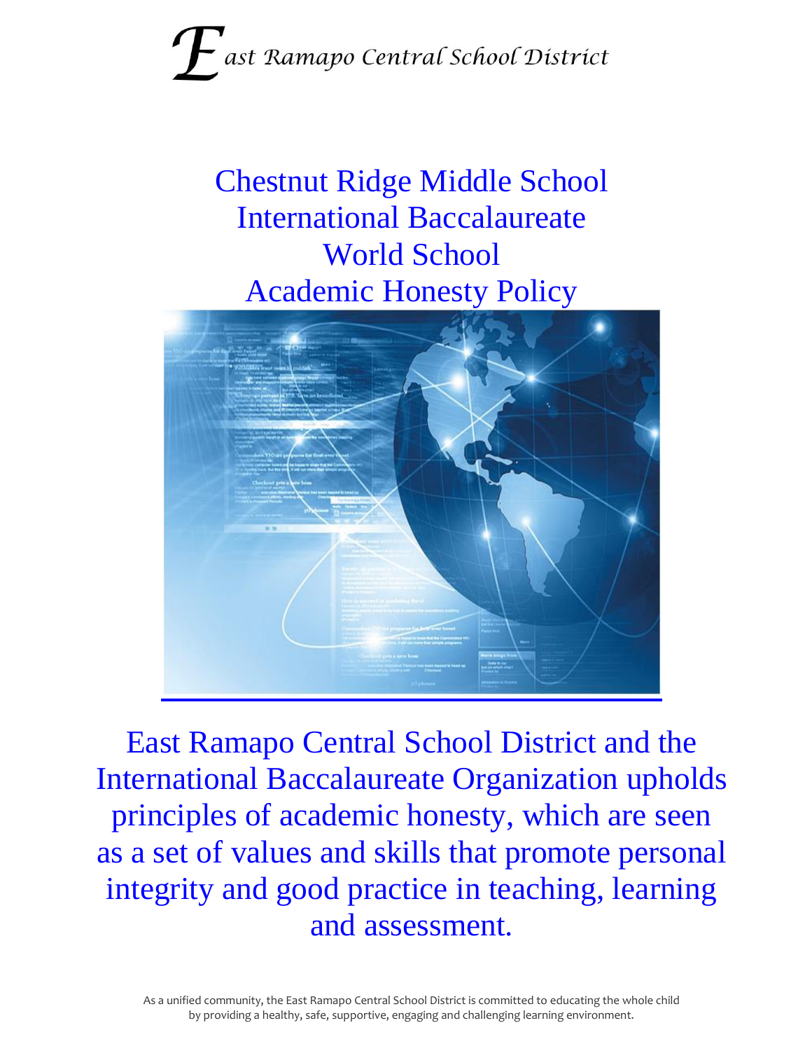East Ramapo Central School District

# Chestnut Ridge Middle School International Baccalaureate World School Academic Honesty Policy

East Ramapo Central School District and the International Baccalaureate Organization upholds principles of academic honesty, which are seen as a set of values and skills that promote personal integrity and good practice in teaching, learning and assessment.

As a unified community, the East Ramapo Central School District is committed to educating the whole child by providing a healthy, safe, supportive, engaging and challenging learning environment.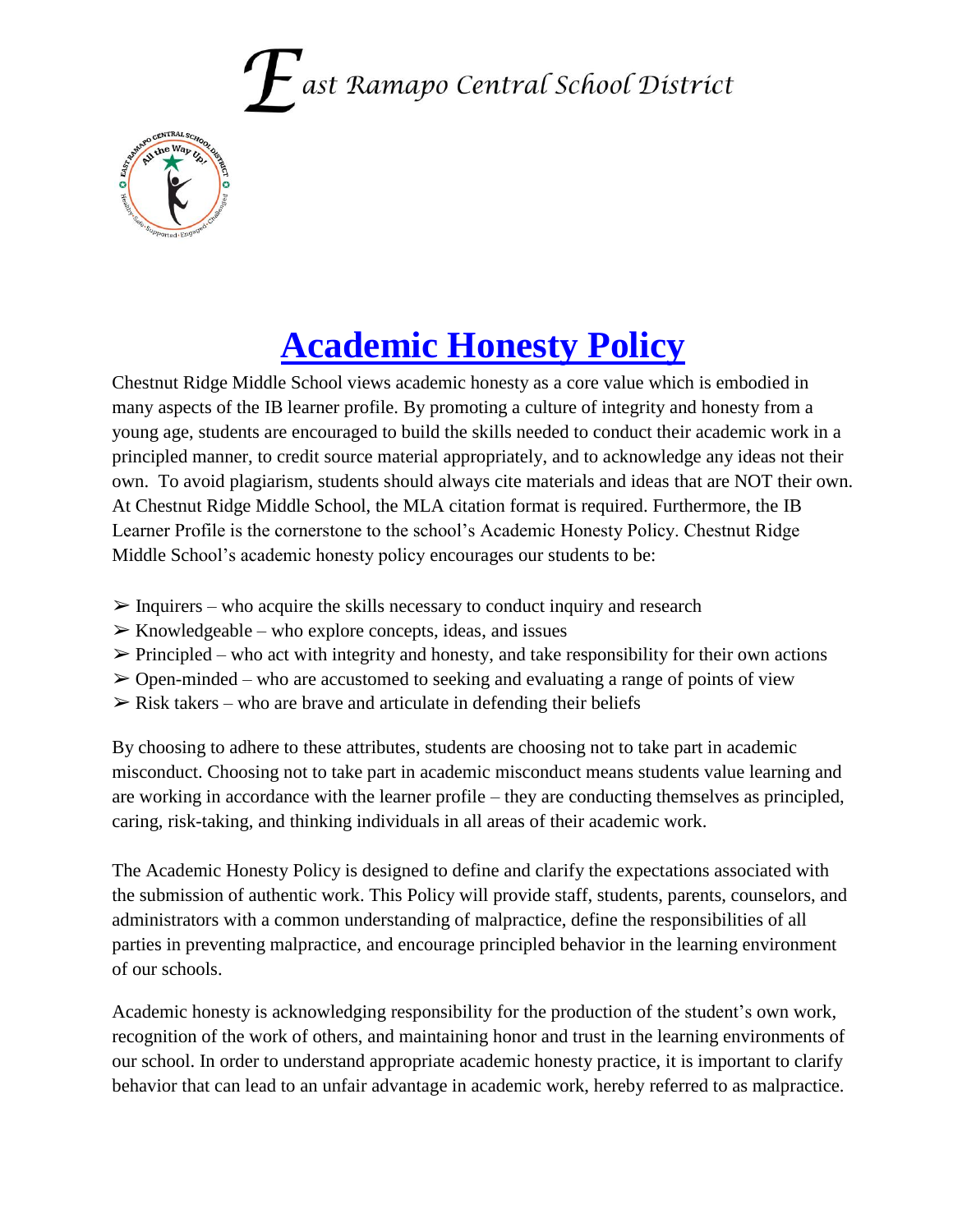# East Ramapo Central School District

# Academic Honesty Policy

Chestnut Ridge Middle School views academic honesty as a core value which is embodied in many aspects of the IB learner profile. By promoting a culture of integrity and honesty from a young age, students are encouraged to build the skills needed to conduct their academic work in a principled manner, to credit source material appropriately, and to acknowledge any ideas not their own. To avoid plagiarism, students should always cite materials and ideas that are NOT their own. At Chestnut Ridge Middle School, the MLA citation format is required. Furthermore, the IB Learner Profile is the cornerstone to the school's Academic Honesty Policy. Chestnut Ridge Middle School's academic honesty policy encourages our students to be:

- ➢ Inquirers – who acquire the skills necessary to conduct inquiry and research
- ➢ Knowledgeable – who explore concepts, ideas, and issues
- ➢ Principled – who act with integrity and honesty, and take responsibility for their own actions
- ➢ Open-minded – who are accustomed to seeking and evaluating a range of points of view
- ➢ Risk takers – who are brave and articulate in defending their beliefs

By choosing to adhere to these attributes, students are choosing not to take part in academic misconduct. Choosing not to take part in academic misconduct means students value learning and are working in accordance with the learner profile – they are conducting themselves as principled, caring, risk-taking, and thinking individuals in all areas of their academic work.

The Academic Honesty Policy is designed to define and clarify the expectations associated with the submission of authentic work. This Policy will provide staff, students, parents, counselors, and administrators with a common understanding of malpractice, define the responsibilities of all parties in preventing malpractice, and encourage principled behavior in the learning environment of our schools.

Academic honesty is acknowledging responsibility for the production of the student's own work, recognition of the work of others, and maintaining honor and trust in the learning environments of our school. In order to understand appropriate academic honesty practice, it is important to clarify behavior that can lead to an unfair advantage in academic work, hereby referred to as malpractice.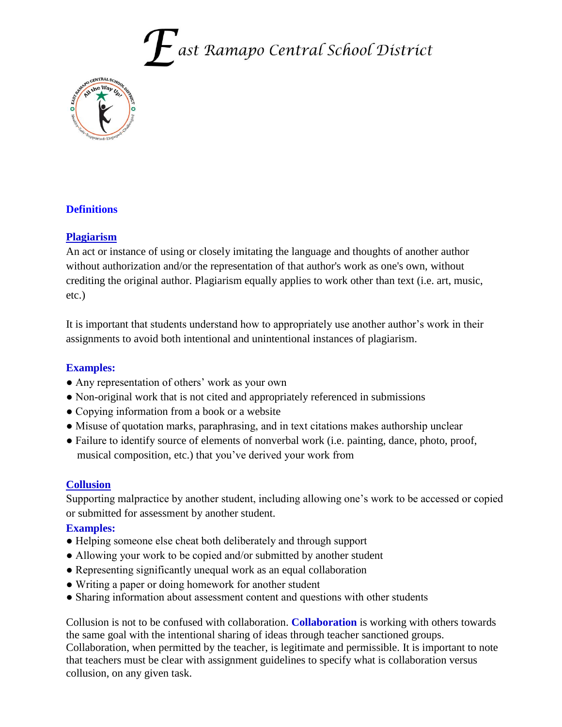# East Ramapo Central School District

## Definitions

### Plagiarism

An act or instance of using or closely imitating the language and thoughts of another author without authorization and/or the representation of that author's work as one's own, without crediting the original author. Plagiarism equally applies to work other than text (i.e. art, music, etc.)

It is important that students understand how to appropriately use another author's work in their assignments to avoid both intentional and unintentional instances of plagiarism.

**Examples:**

- Any representation of others' work as your own
- Non-original work that is not cited and appropriately referenced in submissions
- Copying information from a book or a website
- Misuse of quotation marks, paraphrasing, and in text citations makes authorship unclear
- Failure to identify source of elements of nonverbal work (i.e. painting, dance, photo, proof, musical composition, etc.) that you've derived your work from

### Collusion

Supporting malpractice by another student, including allowing one's work to be accessed or copied or submitted for assessment by another student.

**Examples:**

- Helping someone else cheat both deliberately and through support
- Allowing your work to be copied and/or submitted by another student
- Representing significantly unequal work as an equal collaboration
- Writing a paper or doing homework for another student
- Sharing information about assessment content and questions with other students

Collusion is not to be confused with collaboration. **Collaboration** is working with others towards the same goal with the intentional sharing of ideas through teacher sanctioned groups. Collaboration, when permitted by the teacher, is legitimate and permissible. It is important to note that teachers must be clear with assignment guidelines to specify what is collaboration versus collusion, on any given task.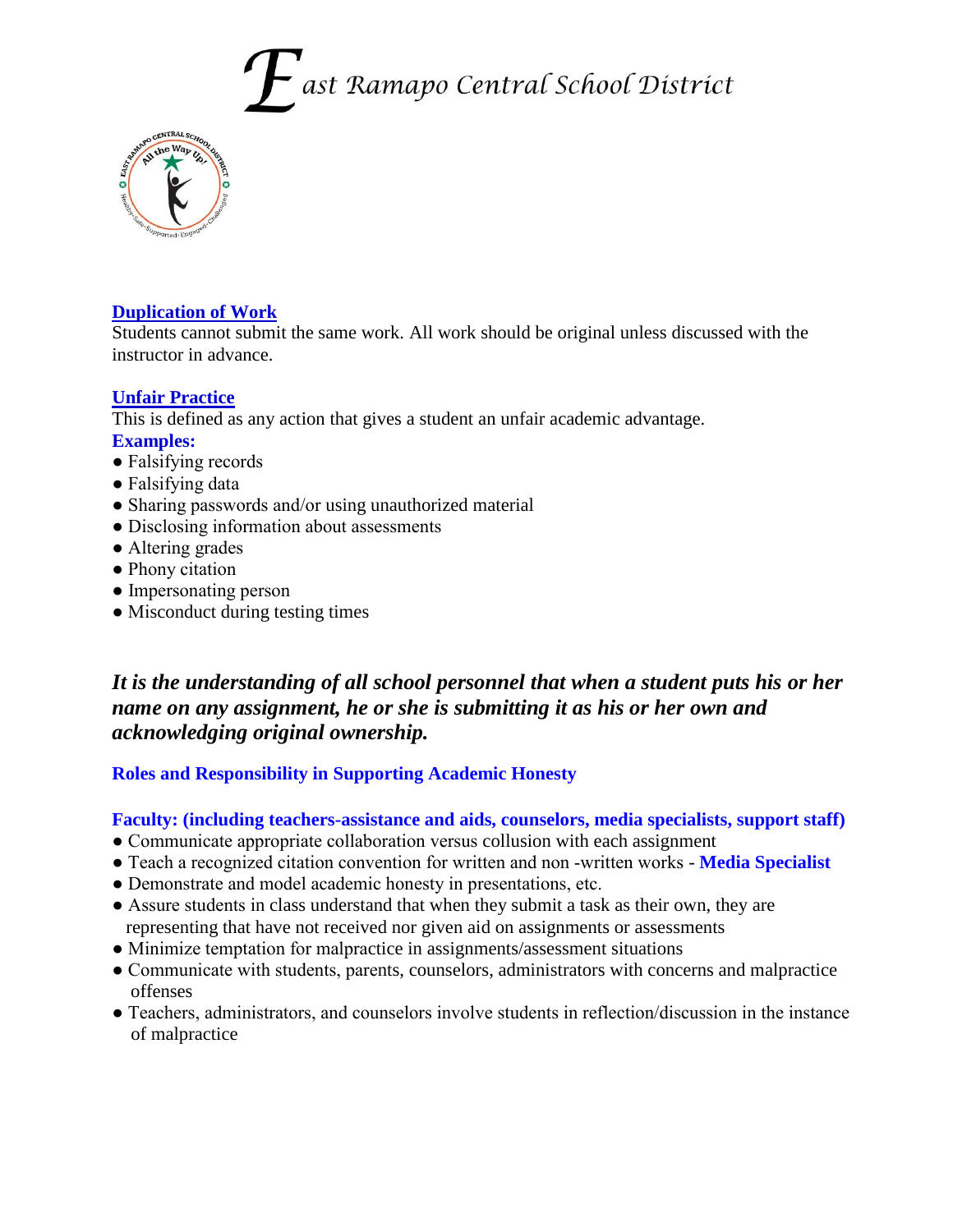## Duplication of Work

Students cannot submit the same work. All work should be original unless discussed with the instructor in advance.

## Unfair Practice

This is defined as any action that gives a student an unfair academic advantage.

**Examples:**

- Falsifying records
- Falsifying data
- Sharing passwords and/or using unauthorized material
- Disclosing information about assessments
- Altering grades
- Phony citation
- Impersonating person
- Misconduct during testing times

***It is the understanding of all school personnel that when a student puts his or her name on any assignment, he or she is submitting it as his or her own and acknowledging original ownership.***

## Roles and Responsibility in Supporting Academic Honesty

**Faculty: (including teachers-assistance and aids, counselors, media specialists, support staff)**

- Communicate appropriate collaboration versus collusion with each assignment
- Teach a recognized citation convention for written and non -written works - **Media Specialist**
- Demonstrate and model academic honesty in presentations, etc.
- Assure students in class understand that when they submit a task as their own, they are representing that have not received nor given aid on assignments or assessments
- Minimize temptation for malpractice in assignments/assessment situations
- Communicate with students, parents, counselors, administrators with concerns and malpractice offenses
- Teachers, administrators, and counselors involve students in reflection/discussion in the instance of malpractice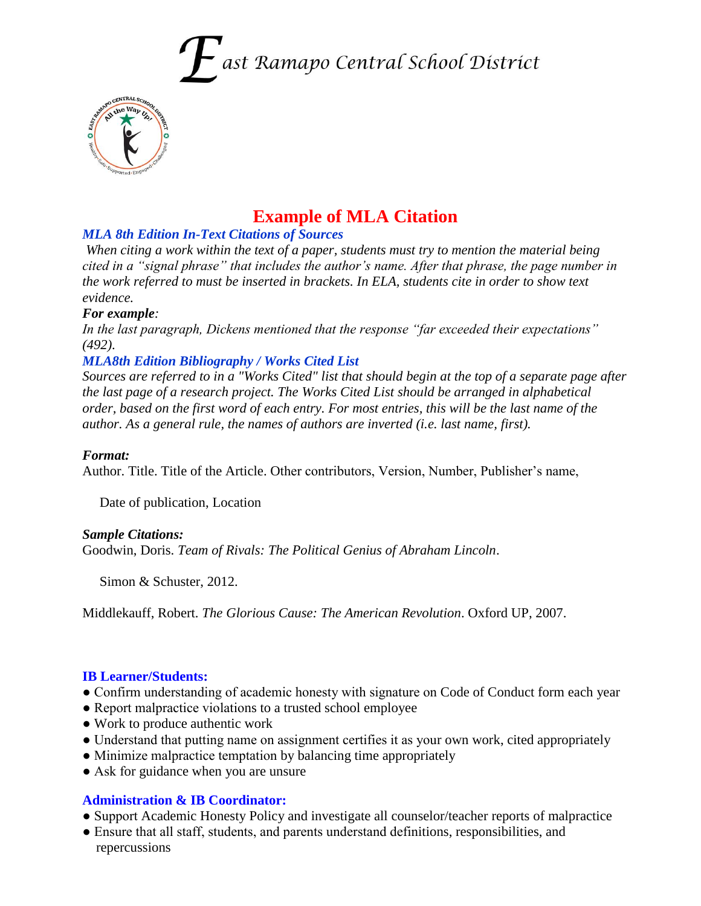# East Ramapo Central School District

## Example of MLA Citation

### *MLA 8th Edition In-Text Citations of Sources*

*When citing a work within the text of a paper, students must try to mention the material being cited in a "signal phrase" that includes the author's name. After that phrase, the page number in the work referred to must be inserted in brackets. In ELA, students cite in order to show text evidence.*

***For example:***

*In the last paragraph, Dickens mentioned that the response "far exceeded their expectations" (492).*

### *MLA8th Edition Bibliography / Works Cited List*

*Sources are referred to in a "Works Cited" list that should begin at the top of a separate page after the last page of a research project. The Works Cited List should be arranged in alphabetical order, based on the first word of each entry. For most entries, this will be the last name of the author. As a general rule, the names of authors are inverted (i.e. last name, first).*

***Format:***

Author. Title. Title of the Article. Other contributors, Version, Number, Publisher's name,

Date of publication, Location

***Sample Citations:***

Goodwin, Doris. *Team of Rivals: The Political Genius of Abraham Lincoln*.

Simon & Schuster, 2012.

Middlekauff, Robert. *The Glorious Cause: The American Revolution*. Oxford UP, 2007.

### IB Learner/Students:

- Confirm understanding of academic honesty with signature on Code of Conduct form each year
- Report malpractice violations to a trusted school employee
- Work to produce authentic work
- Understand that putting name on assignment certifies it as your own work, cited appropriately
- Minimize malpractice temptation by balancing time appropriately
- Ask for guidance when you are unsure

### Administration & IB Coordinator:

- Support Academic Honesty Policy and investigate all counselor/teacher reports of malpractice
- Ensure that all staff, students, and parents understand definitions, responsibilities, and repercussions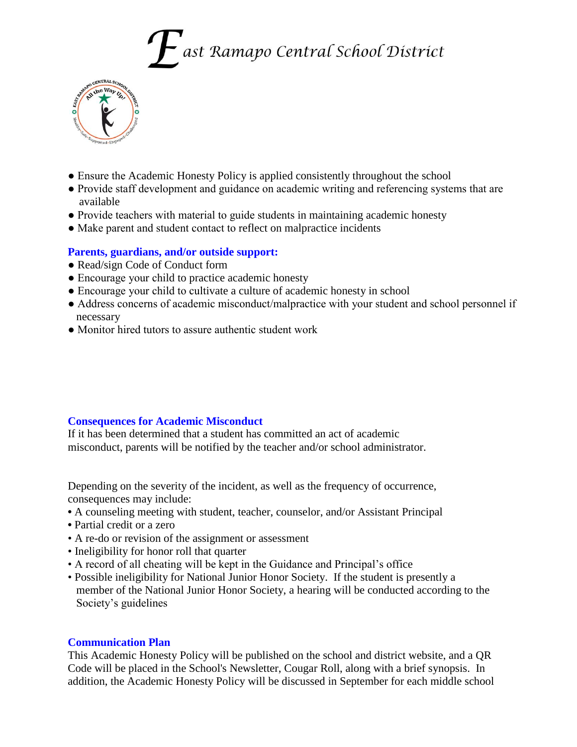- Ensure the Academic Honesty Policy is applied consistently throughout the school
- Provide staff development and guidance on academic writing and referencing systems that are available
- Provide teachers with material to guide students in maintaining academic honesty
- Make parent and student contact to reflect on malpractice incidents

**Parents, guardians, and/or outside support:**

- Read/sign Code of Conduct form
- Encourage your child to practice academic honesty
- Encourage your child to cultivate a culture of academic honesty in school
- Address concerns of academic misconduct/malpractice with your student and school personnel if necessary
- Monitor hired tutors to assure authentic student work

**Consequences for Academic Misconduct**

If it has been determined that a student has committed an act of academic misconduct, parents will be notified by the teacher and/or school administrator.

Depending on the severity of the incident, as well as the frequency of occurrence, consequences may include:

- A counseling meeting with student, teacher, counselor, and/or Assistant Principal
- Partial credit or a zero
- A re-do or revision of the assignment or assessment
- Ineligibility for honor roll that quarter
- A record of all cheating will be kept in the Guidance and Principal's office
- Possible ineligibility for National Junior Honor Society. If the student is presently a member of the National Junior Honor Society, a hearing will be conducted according to the Society's guidelines

**Communication Plan**

This Academic Honesty Policy will be published on the school and district website, and a QR Code will be placed in the School's Newsletter, Cougar Roll, along with a brief synopsis. In addition, the Academic Honesty Policy will be discussed in September for each middle school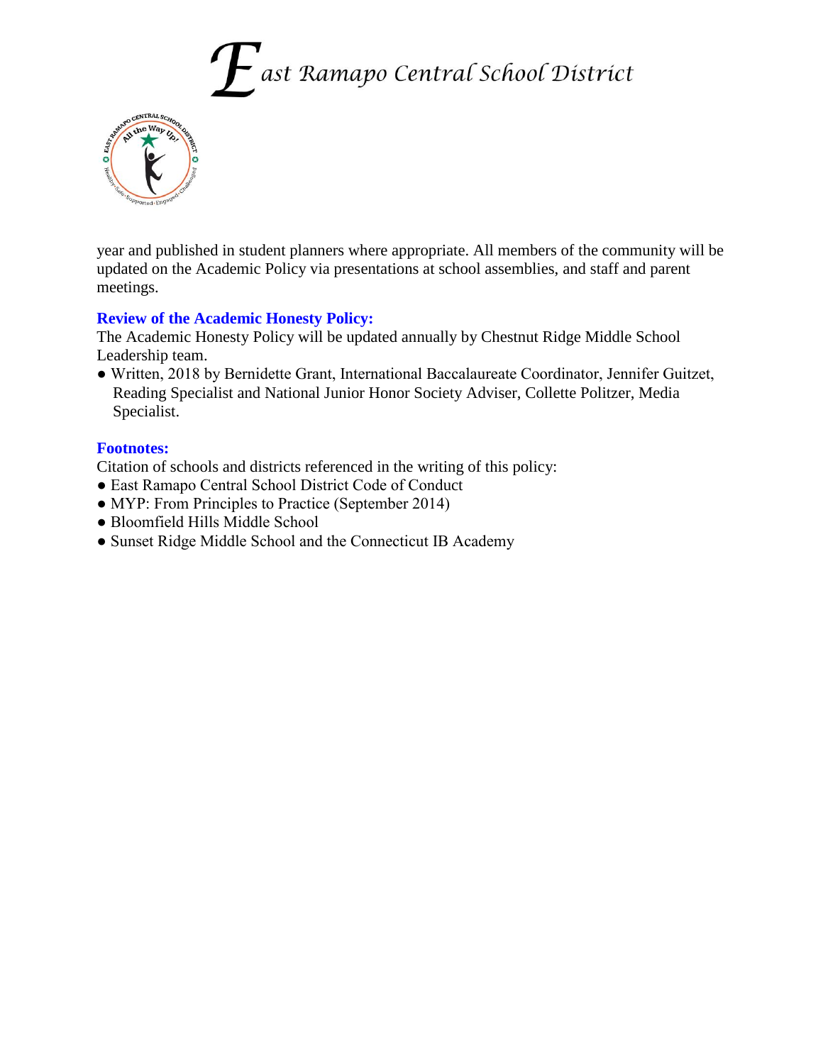year and published in student planners where appropriate. All members of the community will be updated on the Academic Policy via presentations at school assemblies, and staff and parent meetings.

**Review of the Academic Honesty Policy:**

The Academic Honesty Policy will be updated annually by Chestnut Ridge Middle School Leadership team.

- Written, 2018 by Bernidette Grant, International Baccalaureate Coordinator, Jennifer Guitzet, Reading Specialist and National Junior Honor Society Adviser, Collette Politzer, Media Specialist.

**Footnotes:**

Citation of schools and districts referenced in the writing of this policy:

- East Ramapo Central School District Code of Conduct
- MYP: From Principles to Practice (September 2014)
- Bloomfield Hills Middle School
- Sunset Ridge Middle School and the Connecticut IB Academy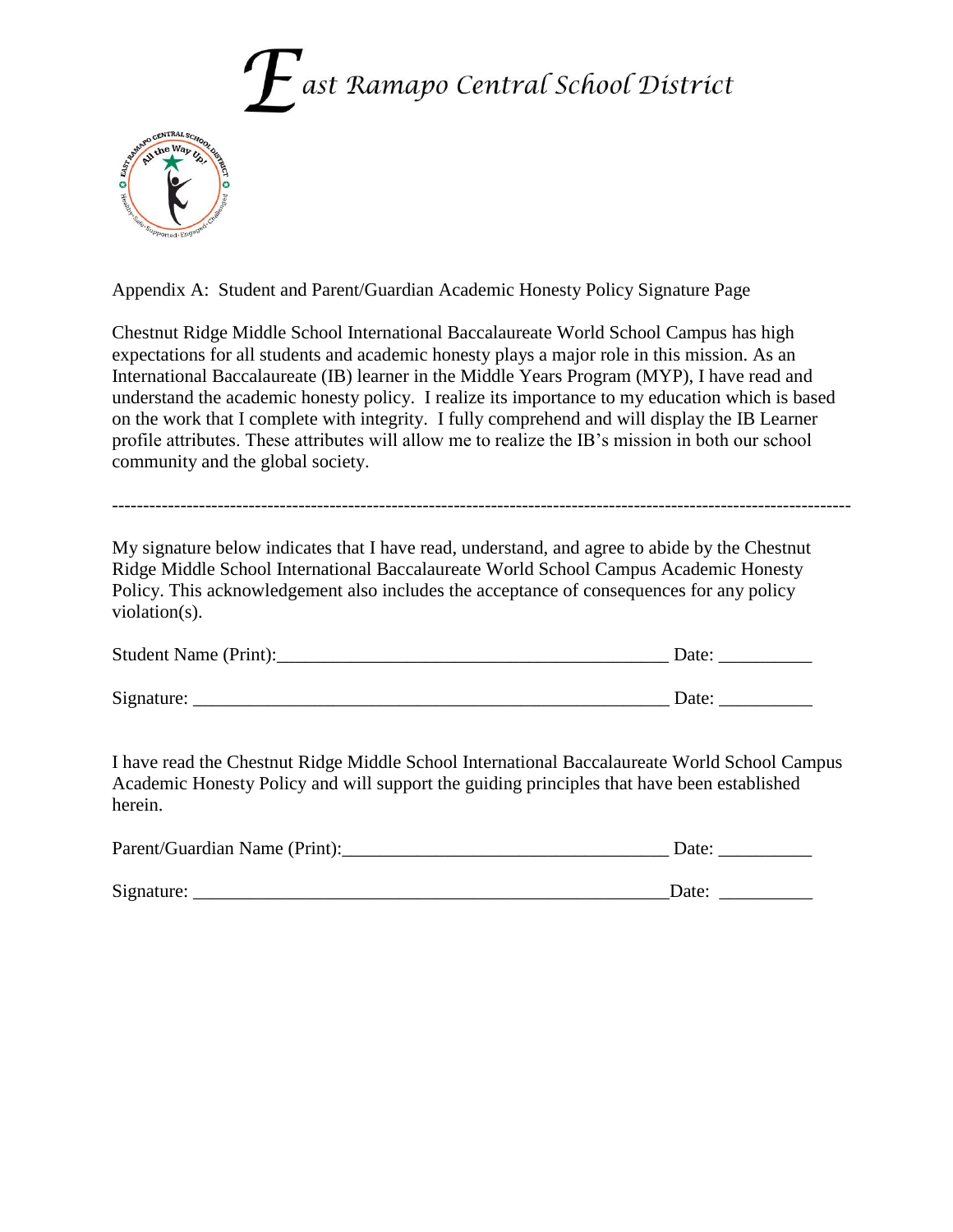# East Ramapo Central School District

Appendix A: Student and Parent/Guardian Academic Honesty Policy Signature Page

Chestnut Ridge Middle School International Baccalaureate World School Campus has high expectations for all students and academic honesty plays a major role in this mission. As an International Baccalaureate (IB) learner in the Middle Years Program (MYP), I have read and understand the academic honesty policy. I realize its importance to my education which is based on the work that I complete with integrity. I fully comprehend and will display the IB Learner profile attributes. These attributes will allow me to realize the IB's mission in both our school community and the global society.

---

My signature below indicates that I have read, understand, and agree to abide by the Chestnut Ridge Middle School International Baccalaureate World School Campus Academic Honesty Policy. This acknowledgement also includes the acceptance of consequences for any policy violation(s).

Student Name (Print):__________________________________________ Date: __________

Signature: ____________________________________________________ Date: __________

I have read the Chestnut Ridge Middle School International Baccalaureate World School Campus Academic Honesty Policy and will support the guiding principles that have been established herein.

Parent/Guardian Name (Print):____________________________________ Date: __________

Signature: ____________________________________________________Date: __________